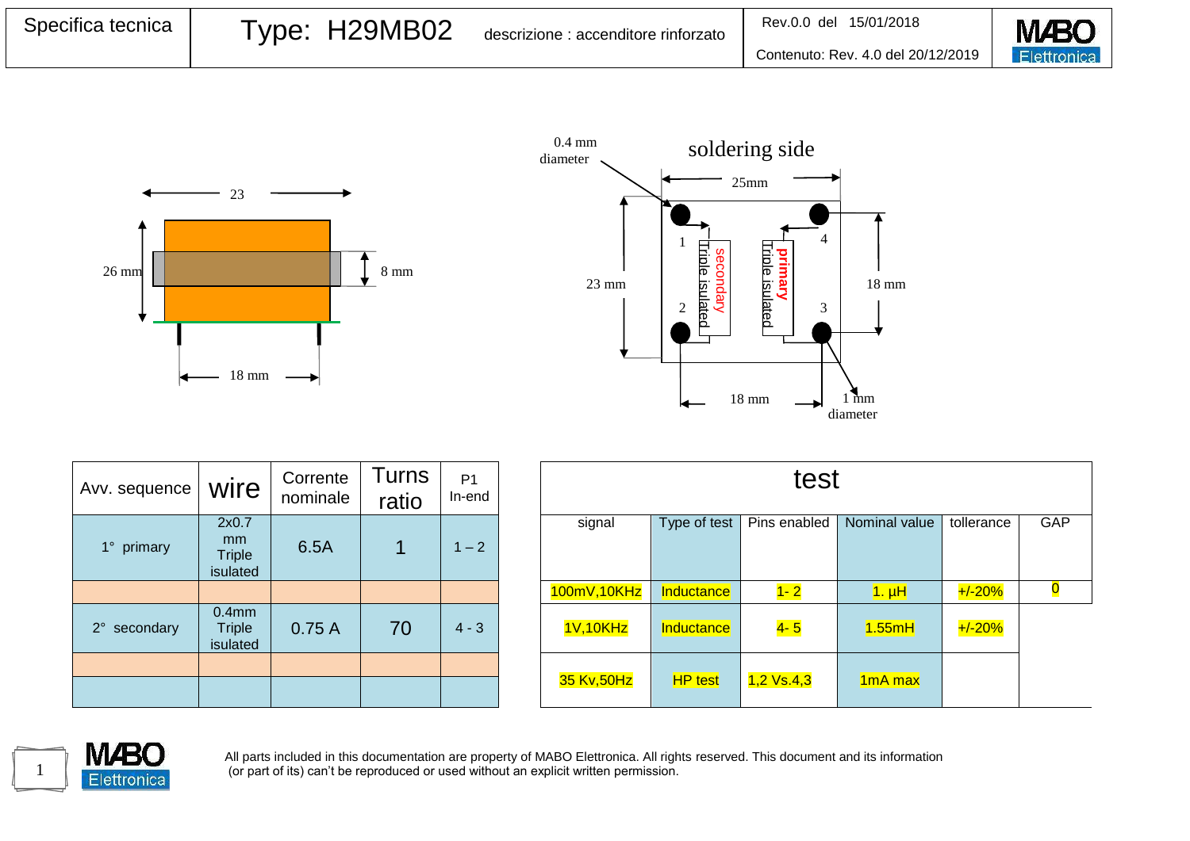| Specifica tecnica | Type: H29MB02 | descrizione : accenditore rinforzato | Rev.0.0 del 15/01/2018 Contenuto: Rev. 4.0 del 20/12/2019 | MABO Elettronica |
|---|---|---|---|---|

23

26 mm

8 mm

18 mm

0.4 mm diameter

soldering side

25mm

23 mm

18 mm

1 secondary Triple isulated 2

4 primary Triple isulated 3

18 mm

1 mm diameter

| Avv. sequence | wire | Corrente nominale | Turns ratio | P1 In-end |
|---|---|---|---|---|
| 1° primary | 2x0.7 mm Triple isulated | 6.5A | 1 | 1 – 2 |
| | | | | |
| 2° secondary | 0.4mm Triple isulated | 0.75 A | 70 | 4 - 3 |
| | | | | |
| | | | | |

| test | | | | | |
|---|---|---|---|---|---|
| signal | Type of test | Pins enabled | Nominal value | tollerance | GAP |
| 100mV,10KHz | Inductance | 1- 2 | 1. µH | +/-20% | 0 |
| 1V,10KHz | Inductance | 4- 5 | 1.55mH | +/-20% | |
| 35 Kv,50Hz | HP test | 1,2 Vs.4,3 | 1mA max | | |

All parts included in this documentation are property of MABO Elettronica. All rights reserved. This document and its information (or part of its) can't be reproduced or used without an explicit written permission.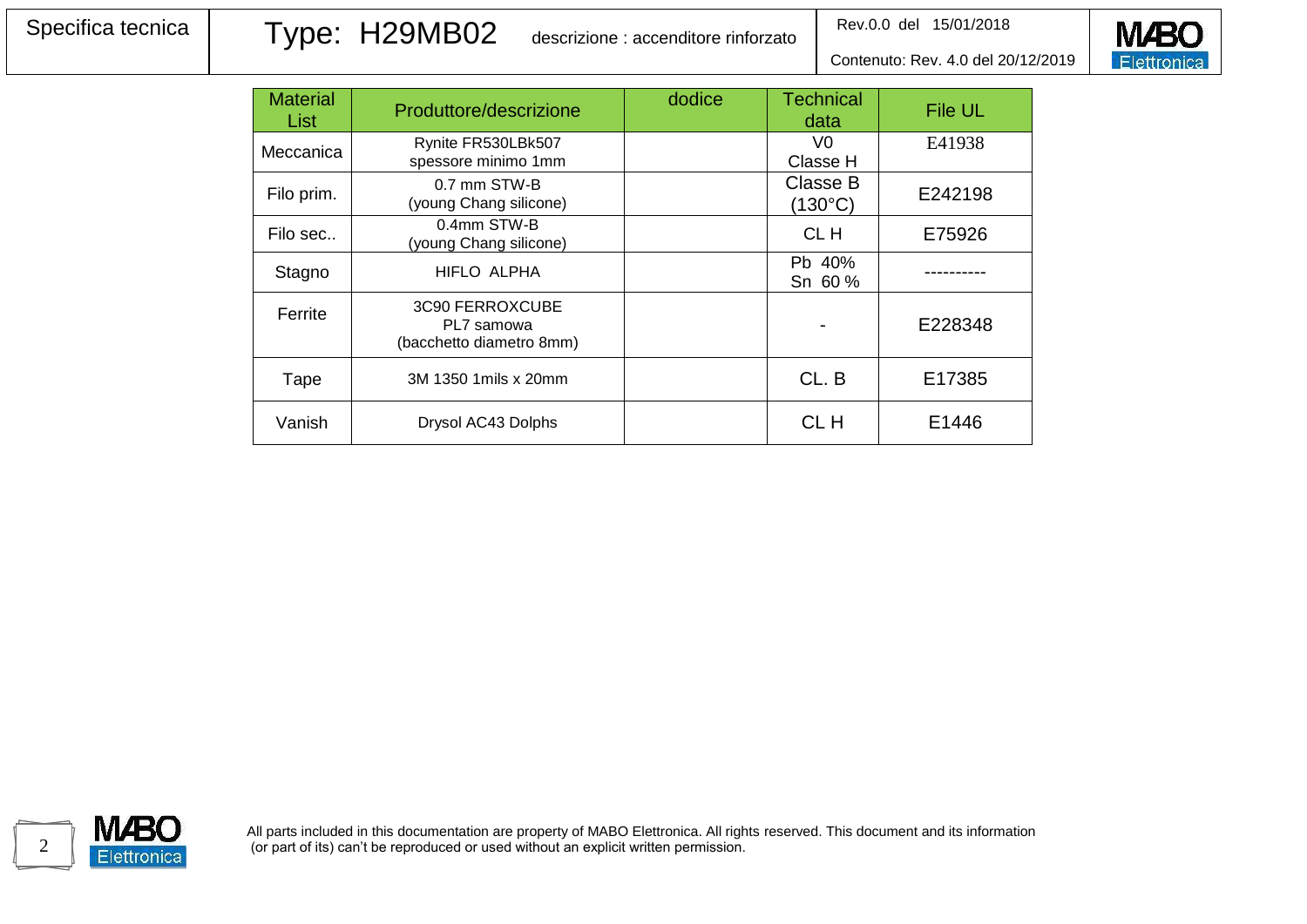| Material List | Produttore/descrizione | dodice | Technical data | File UL |
|---|---|---|---|---|
| Meccanica | Rynite FR530LBk507<br>spessore minimo 1mm | | V0<br>Classe H | E41938 |
| Filo prim. | 0.7 mm STW-B<br>(young Chang silicone) | | Classe B<br>(130°C) | E242198 |
| Filo sec.. | 0.4mm STW-B<br>(young Chang silicone) | | CL H | E75926 |
| Stagno | HIFLO ALPHA | | Pb 40%<br>Sn 60 % | ---------- |
| Ferrite | 3C90 FERROXCUBE<br>PL7 samowa<br>(bacchetto diametro 8mm) | | - | E228348 |
| Tape | 3M 1350 1mils x 20mm | | CL. B | E17385 |
| Vanish | Drysol AC43 Dolphs | | CL H | E1446 |